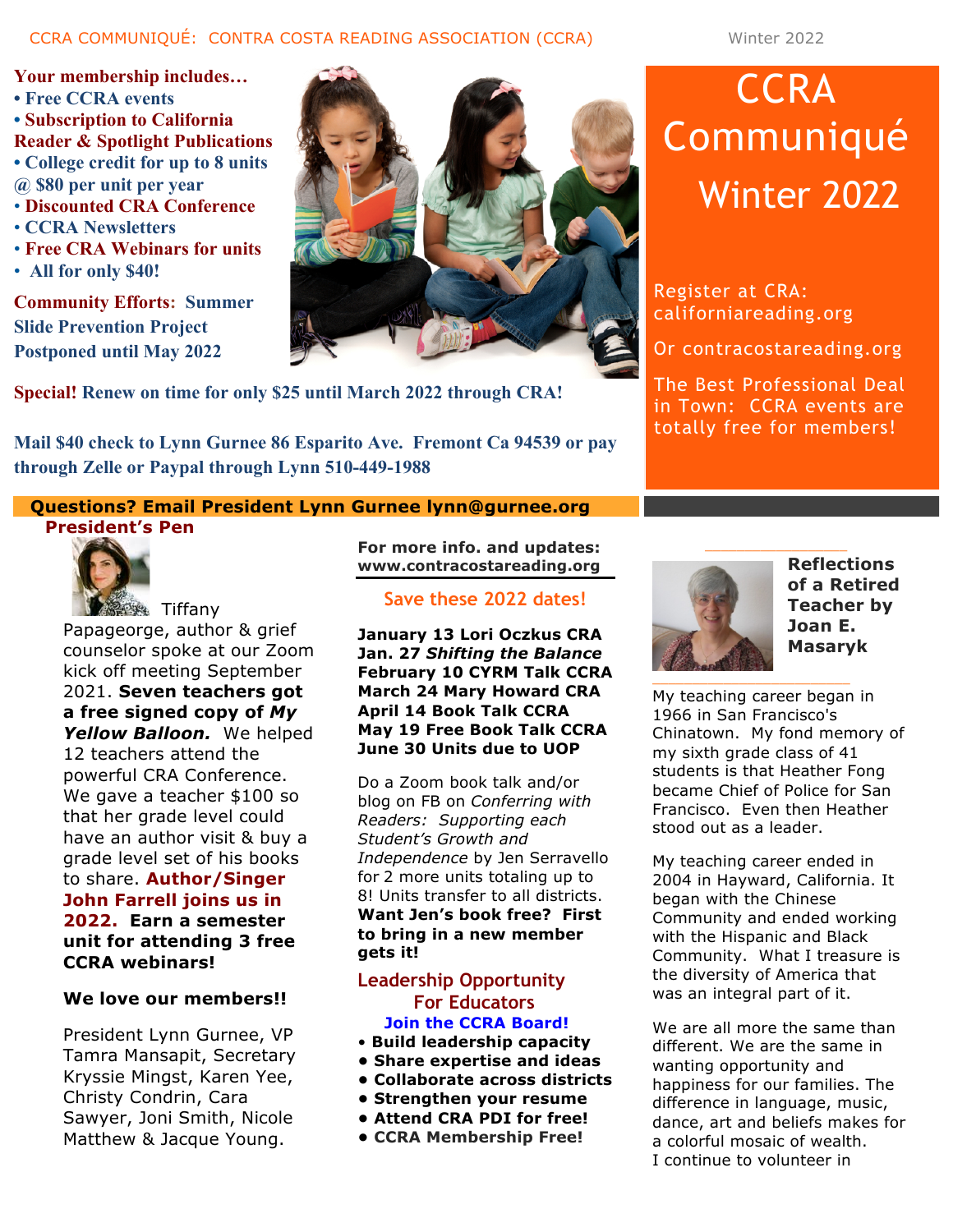CCRA COMMUNIQUÉ: CONTRA COSTA READING ASSOCIATION (CCRA)

Winter 2022

**Your membership includes…**

- Free CCRA events
- Subscription to California Reader & Spotlight Publications
- College credit for up to 8 units @ $80 per unit per year
- Discounted CRA Conference
- CCRA Newsletters
- Free CRA Webinars for units
- All for only $40!

**Community Efforts: Summer Slide Prevention Project Postponed until May 2022**

# CCRA Communiqué Winter 2022

Register at CRA: californiareading.org

Or contracostareading.org

The Best Professional Deal in Town: CCRA events are totally free for members!

**Special! Renew on time for only $25 until March 2022 through CRA!**

**Mail $40 check to Lynn Gurnee 86 Esparito Ave. Fremont Ca 94539 or pay through Zelle or Paypal through Lynn 510-449-1988**

**Questions? Email President Lynn Gurnee lynn@gurnee.org**

## President's Pen

Tiffany Papageorge, author & grief counselor spoke at our Zoom kick off meeting September 2021. **Seven teachers got a free signed copy of *My Yellow Balloon.*** We helped 12 teachers attend the powerful CRA Conference. We gave a teacher $100 so that her grade level could have an author visit & buy a grade level set of his books to share. **Author/Singer John Farrell joins us in 2022. Earn a semester unit for attending 3 free CCRA webinars!**

**We love our members!!**

President Lynn Gurnee, VP Tamra Mansapit, Secretary Kryssie Mingst, Karen Yee, Christy Condrin, Cara Sawyer, Joni Smith, Nicole Matthew & Jacque Young.

**For more info. and updates: www.contracostareading.org**

## Save these 2022 dates!

**January 13 Lori Oczkus CRA**
**Jan. 27 *Shifting the Balance***
**February 10 CYRM Talk CCRA**
**March 24 Mary Howard CRA**
**April 14 Book Talk CCRA**
**May 19 Free Book Talk CCRA**
**June 30 Units due to UOP**

Do a Zoom book talk and/or blog on FB on *Conferring with Readers: Supporting each Student's Growth and Independence* by Jen Serravello for 2 more units totaling up to 8! Units transfer to all districts. **Want Jen's book free? First to bring in a new member gets it!**

## Leadership Opportunity For Educators

**Join the CCRA Board!**

- **Build leadership capacity**
- **Share expertise and ideas**
- **Collaborate across districts**
- **Strengthen your resume**
- **Attend CRA PDI for free!**
- **CCRA Membership Free!**

## Reflections of a Retired Teacher by Joan E. Masaryk

My teaching career began in 1966 in San Francisco's Chinatown. My fond memory of my sixth grade class of 41 students is that Heather Fong became Chief of Police for San Francisco. Even then Heather stood out as a leader.

My teaching career ended in 2004 in Hayward, California. It began with the Chinese Community and ended working with the Hispanic and Black Community. What I treasure is the diversity of America that was an integral part of it.

We are all more the same than different. We are the same in wanting opportunity and happiness for our families. The difference in language, music, dance, art and beliefs makes for a colorful mosaic of wealth. I continue to volunteer in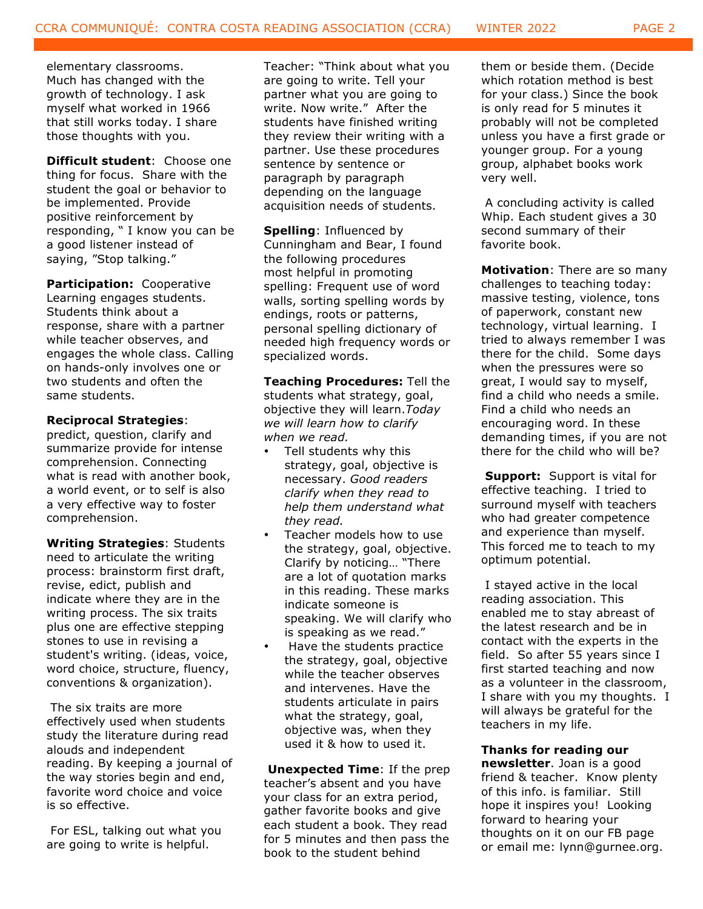elementary classrooms. Much has changed with the growth of technology. I ask myself what worked in 1966 that still works today. I share those thoughts with you.

**Difficult student**: Choose one thing for focus. Share with the student the goal or behavior to be implemented. Provide positive reinforcement by responding, " I know you can be a good listener instead of saying, "Stop talking."

**Participation:** Cooperative Learning engages students. Students think about a response, share with a partner while teacher observes, and engages the whole class. Calling on hands-only involves one or two students and often the same students.

**Reciprocal Strategies**: predict, question, clarify and summarize provide for intense comprehension. Connecting what is read with another book, a world event, or to self is also a very effective way to foster comprehension.

**Writing Strategies**: Students need to articulate the writing process: brainstorm first draft, revise, edict, publish and indicate where they are in the writing process. The six traits plus one are effective stepping stones to use in revising a student's writing. (ideas, voice, word choice, structure, fluency, conventions & organization).

The six traits are more effectively used when students study the literature during read alouds and independent reading. By keeping a journal of the way stories begin and end, favorite word choice and voice is so effective.

For ESL, talking out what you are going to write is helpful. Teacher: "Think about what you are going to write. Tell your partner what you are going to write. Now write." After the students have finished writing they review their writing with a partner. Use these procedures sentence by sentence or paragraph by paragraph depending on the language acquisition needs of students.

**Spelling**: Influenced by Cunningham and Bear, I found the following procedures most helpful in promoting spelling: Frequent use of word walls, sorting spelling words by endings, roots or patterns, personal spelling dictionary of needed high frequency words or specialized words.

**Teaching Procedures:** Tell the students what strategy, goal, objective they will learn.*Today we will learn how to clarify when we read.*

- Tell students why this strategy, goal, objective is necessary. *Good readers clarify when they read to help them understand what they read.*
- Teacher models how to use the strategy, goal, objective. Clarify by noticing… "There are a lot of quotation marks in this reading. These marks indicate someone is speaking. We will clarify who is speaking as we read."
- Have the students practice the strategy, goal, objective while the teacher observes and intervenes. Have the students articulate in pairs what the strategy, goal, objective was, when they used it & how to used it.

**Unexpected Time**: If the prep teacher's absent and you have your class for an extra period, gather favorite books and give each student a book. They read for 5 minutes and then pass the book to the student behind them or beside them. (Decide which rotation method is best for your class.) Since the book is only read for 5 minutes it probably will not be completed unless you have a first grade or younger group. For a young group, alphabet books work very well.

A concluding activity is called Whip. Each student gives a 30 second summary of their favorite book.

**Motivation**: There are so many challenges to teaching today: massive testing, violence, tons of paperwork, constant new technology, virtual learning. I tried to always remember I was there for the child. Some days when the pressures were so great, I would say to myself, find a child who needs a smile. Find a child who needs an encouraging word. In these demanding times, if you are not there for the child who will be?

**Support:** Support is vital for effective teaching. I tried to surround myself with teachers who had greater competence and experience than myself. This forced me to teach to my optimum potential.

I stayed active in the local reading association. This enabled me to stay abreast of the latest research and be in contact with the experts in the field. So after 55 years since I first started teaching and now as a volunteer in the classroom, I share with you my thoughts. I will always be grateful for the teachers in my life.

**Thanks for reading our newsletter**. Joan is a good friend & teacher. Know plenty of this info. is familiar. Still hope it inspires you! Looking forward to hearing your thoughts on it on our FB page or email me: lynn@gurnee.org.